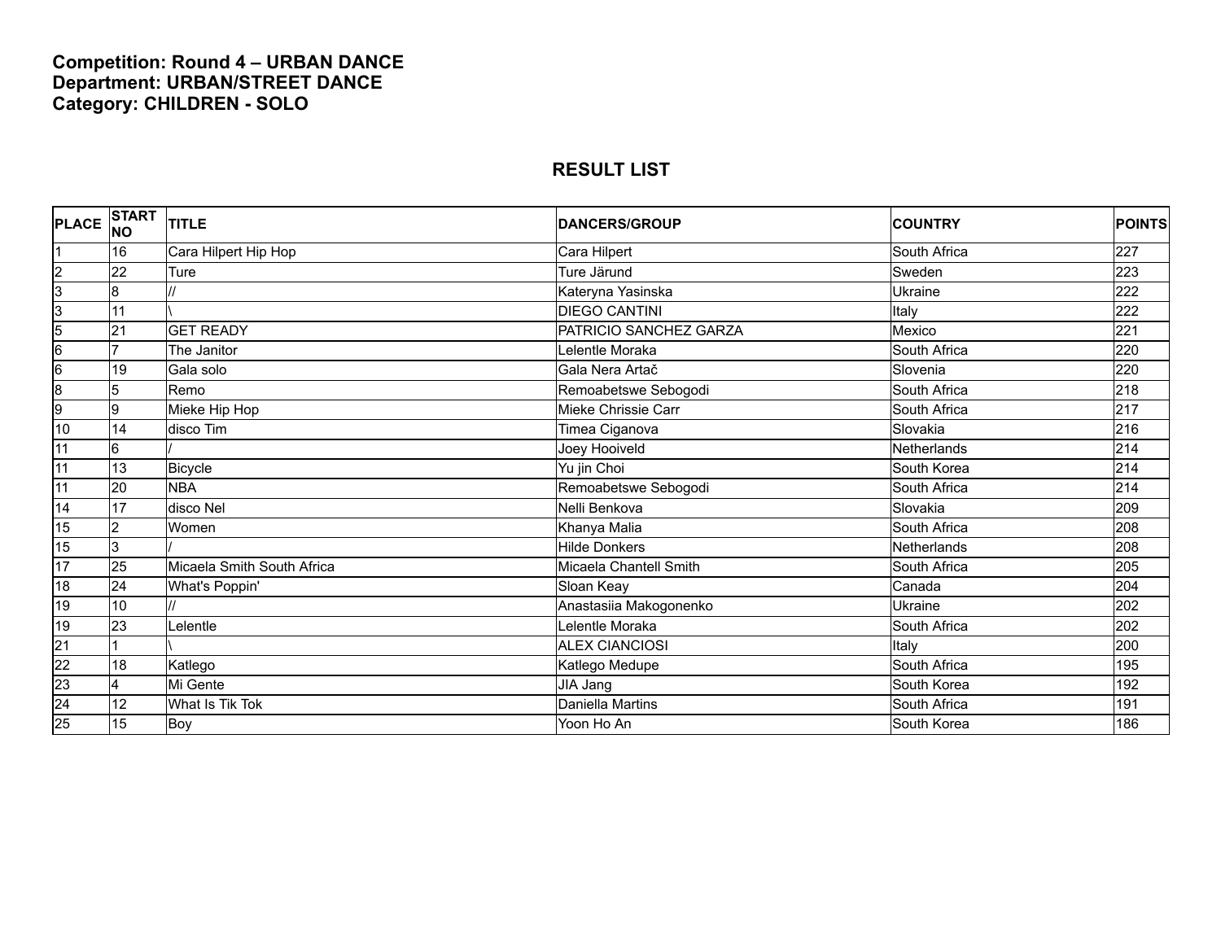**Competition: Round 4 – URBAN DANCE**
**Department: URBAN/STREET DANCE**
**Category: CHILDREN - SOLO**

## RESULT LIST

| PLACE | START NO | TITLE | DANCERS/GROUP | COUNTRY | POINTS |
|---|---|---|---|---|---|
| 1 | 16 | Cara Hilpert Hip Hop | Cara Hilpert | South Africa | 227 |
| 2 | 22 | Ture | Ture Järund | Sweden | 223 |
| 3 | 8 | // | Kateryna Yasinska | Ukraine | 222 |
| 3 | 11 | \ | DIEGO CANTINI | Italy | 222 |
| 5 | 21 | GET READY | PATRICIO SANCHEZ GARZA | Mexico | 221 |
| 6 | 7 | The Janitor | Lelentle Moraka | South Africa | 220 |
| 6 | 19 | Gala solo | Gala Nera Artač | Slovenia | 220 |
| 8 | 5 | Remo | Remoabetswe Sebogodi | South Africa | 218 |
| 9 | 9 | Mieke Hip Hop | Mieke Chrissie Carr | South Africa | 217 |
| 10 | 14 | disco Tim | Timea Ciganova | Slovakia | 216 |
| 11 | 6 | / | Joey Hooiveld | Netherlands | 214 |
| 11 | 13 | Bicycle | Yu jin Choi | South Korea | 214 |
| 11 | 20 | NBA | Remoabetswe Sebogodi | South Africa | 214 |
| 14 | 17 | disco Nel | Nelli Benkova | Slovakia | 209 |
| 15 | 2 | Women | Khanya Malia | South Africa | 208 |
| 15 | 3 | / | Hilde Donkers | Netherlands | 208 |
| 17 | 25 | Micaela Smith South Africa | Micaela Chantell Smith | South Africa | 205 |
| 18 | 24 | What's Poppin' | Sloan Keay | Canada | 204 |
| 19 | 10 | // | Anastasiia Makogonenko | Ukraine | 202 |
| 19 | 23 | Lelentle | Lelentle Moraka | South Africa | 202 |
| 21 | 1 | \ | ALEX CIANCIOSI | Italy | 200 |
| 22 | 18 | Katlego | Katlego Medupe | South Africa | 195 |
| 23 | 4 | Mi Gente | JIA Jang | South Korea | 192 |
| 24 | 12 | What Is Tik Tok | Daniella Martins | South Africa | 191 |
| 25 | 15 | Boy | Yoon Ho An | South Korea | 186 |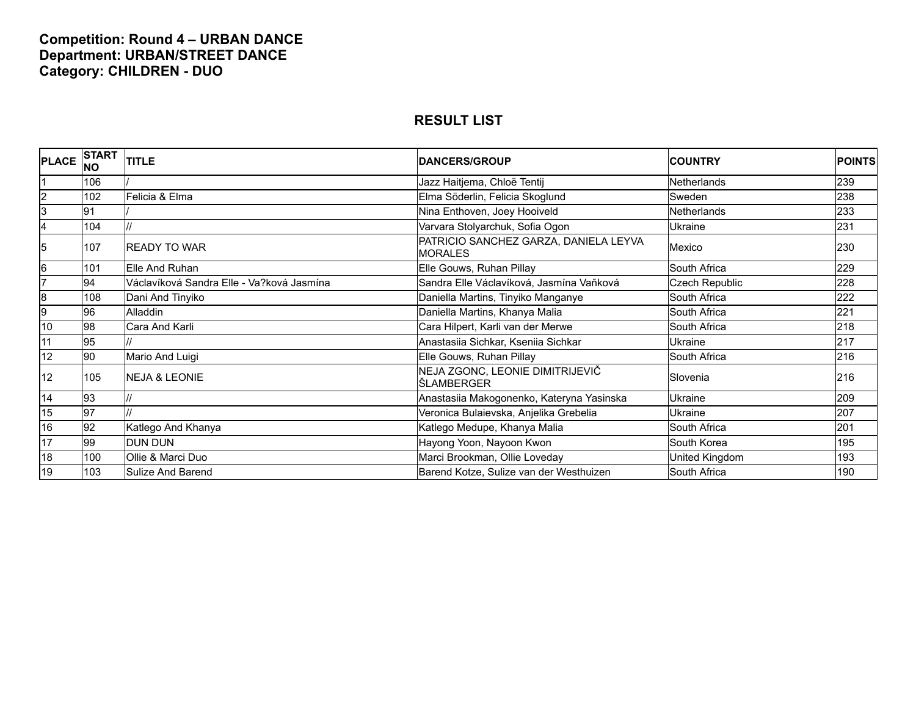**Competition: Round 4 – URBAN DANCE**
**Department: URBAN/STREET DANCE**
**Category: CHILDREN - DUO**

## RESULT LIST

| PLACE | START NO | TITLE | DANCERS/GROUP | COUNTRY | POINTS |
|---|---|---|---|---|---|
| 1 | 106 | / | Jazz Haitjema, Chloë Tentij | Netherlands | 239 |
| 2 | 102 | Felicia & Elma | Elma Söderlin, Felicia Skoglund | Sweden | 238 |
| 3 | 91 | / | Nina Enthoven, Joey Hooiveld | Netherlands | 233 |
| 4 | 104 | // | Varvara Stolyarchuk, Sofia Ogon | Ukraine | 231 |
| 5 | 107 | READY TO WAR | PATRICIO SANCHEZ GARZA, DANIELA LEYVA MORALES | Mexico | 230 |
| 6 | 101 | Elle And Ruhan | Elle Gouws, Ruhan Pillay | South Africa | 229 |
| 7 | 94 | Václavíková Sandra Elle - Va?ková Jasmína | Sandra Elle Václavíková, Jasmína Vaňková | Czech Republic | 228 |
| 8 | 108 | Dani And Tinyiko | Daniella Martins, Tinyiko Manganye | South Africa | 222 |
| 9 | 96 | Alladdin | Daniella Martins, Khanya Malia | South Africa | 221 |
| 10 | 98 | Cara And Karli | Cara Hilpert, Karli van der Merwe | South Africa | 218 |
| 11 | 95 | // | Anastasiia Sichkar, Kseniia Sichkar | Ukraine | 217 |
| 12 | 90 | Mario And Luigi | Elle Gouws, Ruhan Pillay | South Africa | 216 |
| 12 | 105 | NEJA & LEONIE | NEJA ZGONC, LEONIE DIMITRIJEVIČ ŠLAMBERGER | Slovenia | 216 |
| 14 | 93 | // | Anastasiia Makogonenko, Kateryna Yasinska | Ukraine | 209 |
| 15 | 97 | // | Veronica Bulaievska, Anjelika Grebelia | Ukraine | 207 |
| 16 | 92 | Katlego And Khanya | Katlego Medupe, Khanya Malia | South Africa | 201 |
| 17 | 99 | DUN DUN | Hayong Yoon, Nayoon Kwon | South Korea | 195 |
| 18 | 100 | Ollie & Marci Duo | Marci Brookman, Ollie Loveday | United Kingdom | 193 |
| 19 | 103 | Sulize And Barend | Barend Kotze, Sulize van der Westhuizen | South Africa | 190 |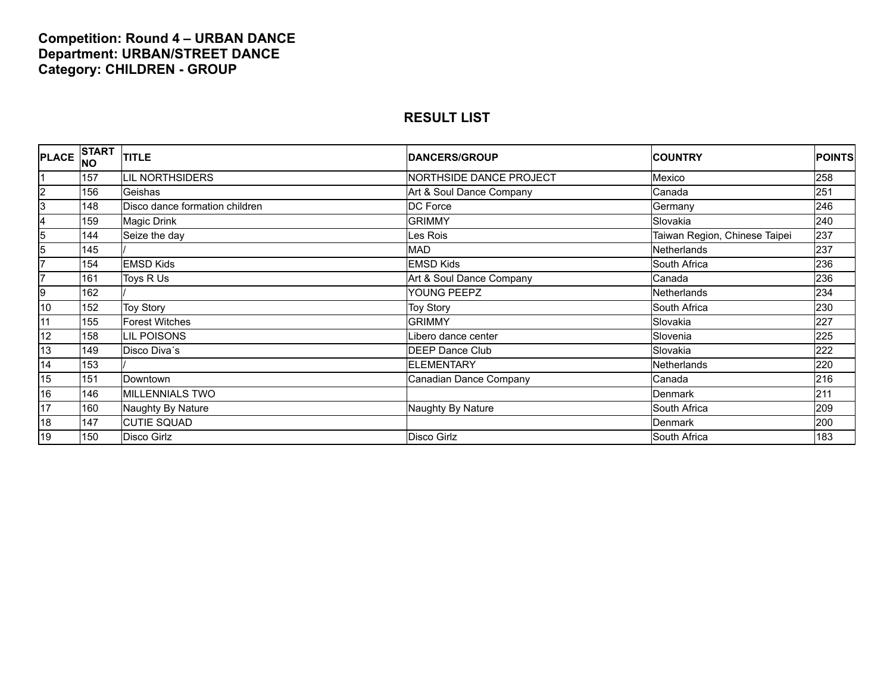**Competition: Round 4 – URBAN DANCE**
**Department: URBAN/STREET DANCE**
**Category: CHILDREN - GROUP**

## RESULT LIST

| PLACE | START NO | TITLE | DANCERS/GROUP | COUNTRY | POINTS |
|---|---|---|---|---|---|
| 1 | 157 | LIL NORTHSIDERS | NORTHSIDE DANCE PROJECT | Mexico | 258 |
| 2 | 156 | Geishas | Art & Soul Dance Company | Canada | 251 |
| 3 | 148 | Disco dance formation children | DC Force | Germany | 246 |
| 4 | 159 | Magic Drink | GRIMMY | Slovakia | 240 |
| 5 | 144 | Seize the day | Les Rois | Taiwan Region, Chinese Taipei | 237 |
| 5 | 145 | / | MAD | Netherlands | 237 |
| 7 | 154 | EMSD Kids | EMSD Kids | South Africa | 236 |
| 7 | 161 | Toys R Us | Art & Soul Dance Company | Canada | 236 |
| 9 | 162 | / | YOUNG PEEPZ | Netherlands | 234 |
| 10 | 152 | Toy Story | Toy Story | South Africa | 230 |
| 11 | 155 | Forest Witches | GRIMMY | Slovakia | 227 |
| 12 | 158 | LIL POISONS | Libero dance center | Slovenia | 225 |
| 13 | 149 | Disco Diva´s | DEEP Dance Club | Slovakia | 222 |
| 14 | 153 | / | ELEMENTARY | Netherlands | 220 |
| 15 | 151 | Downtown | Canadian Dance Company | Canada | 216 |
| 16 | 146 | MILLENNIALS TWO | | Denmark | 211 |
| 17 | 160 | Naughty By Nature | Naughty By Nature | South Africa | 209 |
| 18 | 147 | CUTIE SQUAD | | Denmark | 200 |
| 19 | 150 | Disco Girlz | Disco Girlz | South Africa | 183 |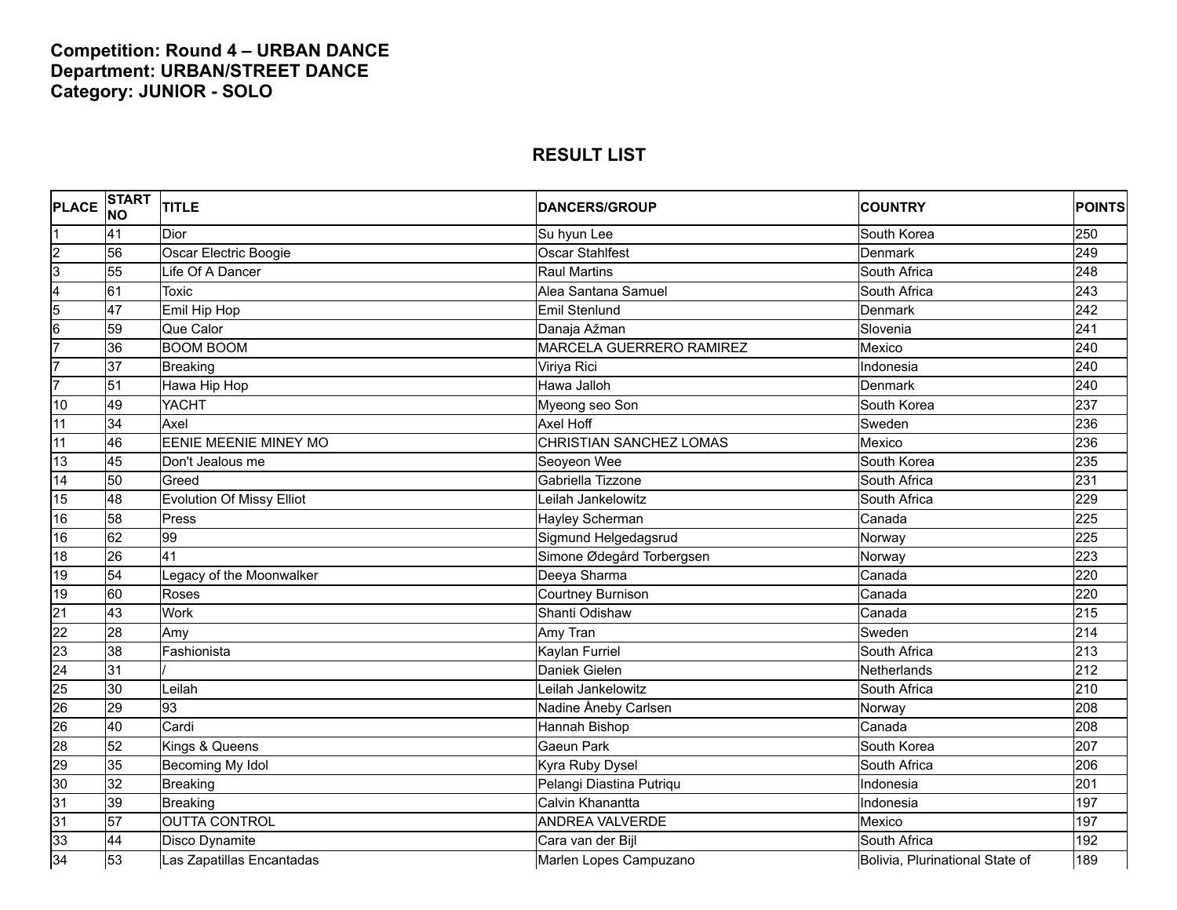**Competition: Round 4 – URBAN DANCE**
**Department: URBAN/STREET DANCE**
**Category: JUNIOR - SOLO**

## RESULT LIST

| PLACE | START NO | TITLE | DANCERS/GROUP | COUNTRY | POINTS |
|---|---|---|---|---|---|
| 1 | 41 | Dior | Su hyun Lee | South Korea | 250 |
| 2 | 56 | Oscar Electric Boogie | Oscar Stahlfest | Denmark | 249 |
| 3 | 55 | Life Of A Dancer | Raul Martins | South Africa | 248 |
| 4 | 61 | Toxic | Alea Santana Samuel | South Africa | 243 |
| 5 | 47 | Emil Hip Hop | Emil Stenlund | Denmark | 242 |
| 6 | 59 | Que Calor | Danaja Ažman | Slovenia | 241 |
| 7 | 36 | BOOM BOOM | MARCELA GUERRERO RAMIREZ | Mexico | 240 |
| 7 | 37 | Breaking | Viriya Rici | Indonesia | 240 |
| 7 | 51 | Hawa Hip Hop | Hawa Jalloh | Denmark | 240 |
| 10 | 49 | YACHT | Myeong seo Son | South Korea | 237 |
| 11 | 34 | Axel | Axel Hoff | Sweden | 236 |
| 11 | 46 | EENIE MEENIE MINEY MO | CHRISTIAN SANCHEZ LOMAS | Mexico | 236 |
| 13 | 45 | Don't Jealous me | Seoyeon Wee | South Korea | 235 |
| 14 | 50 | Greed | Gabriella Tizzone | South Africa | 231 |
| 15 | 48 | Evolution Of Missy Elliot | Leilah Jankelowitz | South Africa | 229 |
| 16 | 58 | Press | Hayley Scherman | Canada | 225 |
| 16 | 62 | 99 | Sigmund Helgedagsrud | Norway | 225 |
| 18 | 26 | 41 | Simone Ødegård Torbergsen | Norway | 223 |
| 19 | 54 | Legacy of the Moonwalker | Deeya Sharma | Canada | 220 |
| 19 | 60 | Roses | Courtney Burnison | Canada | 220 |
| 21 | 43 | Work | Shanti Odishaw | Canada | 215 |
| 22 | 28 | Amy | Amy Tran | Sweden | 214 |
| 23 | 38 | Fashionista | Kaylan Furriel | South Africa | 213 |
| 24 | 31 | / | Daniek Gielen | Netherlands | 212 |
| 25 | 30 | Leilah | Leilah Jankelowitz | South Africa | 210 |
| 26 | 29 | 93 | Nadine Åneby Carlsen | Norway | 208 |
| 26 | 40 | Cardi | Hannah Bishop | Canada | 208 |
| 28 | 52 | Kings & Queens | Gaeun Park | South Korea | 207 |
| 29 | 35 | Becoming My Idol | Kyra Ruby Dysel | South Africa | 206 |
| 30 | 32 | Breaking | Pelangi Diastina Putriqu | Indonesia | 201 |
| 31 | 39 | Breaking | Calvin Khanantta | Indonesia | 197 |
| 31 | 57 | OUTTA CONTROL | ANDREA VALVERDE | Mexico | 197 |
| 33 | 44 | Disco Dynamite | Cara van der Bijl | South Africa | 192 |
| 34 | 53 | Las Zapatillas Encantadas | Marlen Lopes Campuzano | Bolivia, Plurinational State of | 189 |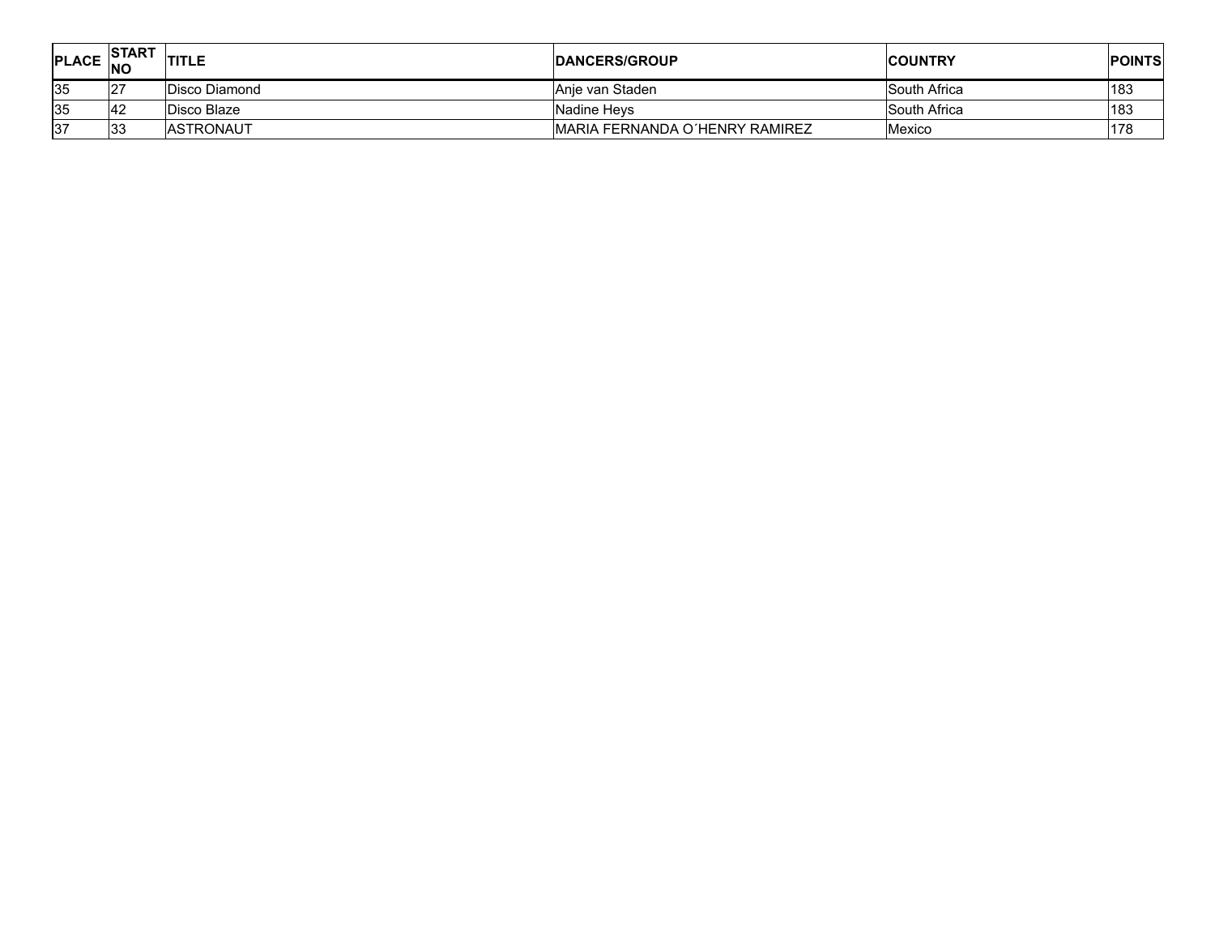| PLACE | START NO | TITLE | DANCERS/GROUP | COUNTRY | POINTS |
|---|---|---|---|---|---|
| 35 | 27 | Disco Diamond | Anje van Staden | South Africa | 183 |
| 35 | 42 | Disco Blaze | Nadine Heys | South Africa | 183 |
| 37 | 33 | ASTRONAUT | MARIA FERNANDA O´HENRY RAMIREZ | Mexico | 178 |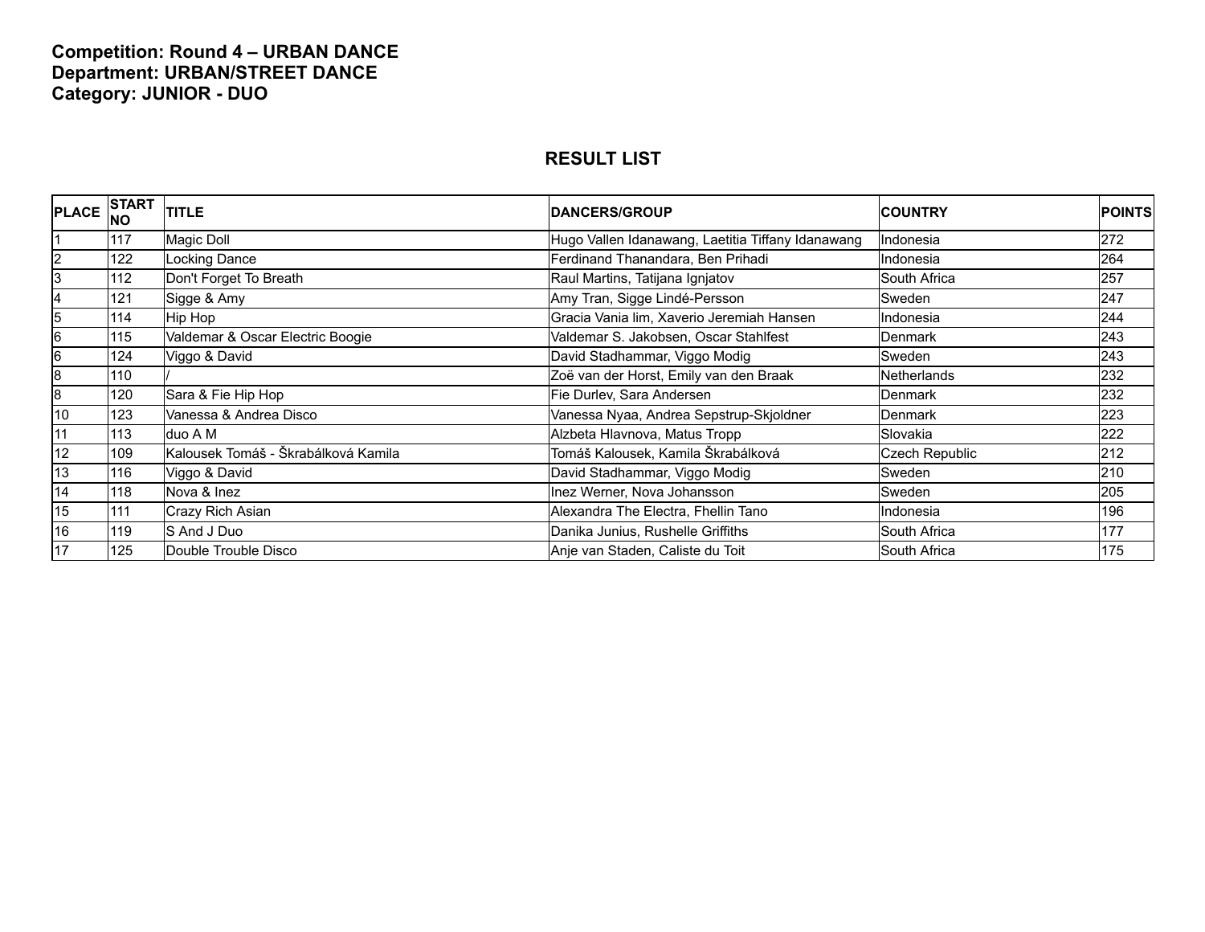**Competition: Round 4 – URBAN DANCE**
**Department: URBAN/STREET DANCE**
**Category: JUNIOR - DUO**

## RESULT LIST

| PLACE | START NO | TITLE | DANCERS/GROUP | COUNTRY | POINTS |
|---|---|---|---|---|---|
| 1 | 117 | Magic Doll | Hugo Vallen Idanawang, Laetitia Tiffany Idanawang | Indonesia | 272 |
| 2 | 122 | Locking Dance | Ferdinand Thanandara, Ben Prihadi | Indonesia | 264 |
| 3 | 112 | Don't Forget To Breath | Raul Martins, Tatijana Ignjatov | South Africa | 257 |
| 4 | 121 | Sigge & Amy | Amy Tran, Sigge Lindé-Persson | Sweden | 247 |
| 5 | 114 | Hip Hop | Gracia Vania lim, Xaverio Jeremiah Hansen | Indonesia | 244 |
| 6 | 115 | Valdemar & Oscar Electric Boogie | Valdemar S. Jakobsen, Oscar Stahlfest | Denmark | 243 |
| 6 | 124 | Viggo & David | David Stadhammar, Viggo Modig | Sweden | 243 |
| 8 | 110 | / | Zoë van der Horst, Emily van den Braak | Netherlands | 232 |
| 8 | 120 | Sara & Fie Hip Hop | Fie Durlev, Sara Andersen | Denmark | 232 |
| 10 | 123 | Vanessa & Andrea Disco | Vanessa Nyaa, Andrea Sepstrup-Skjoldner | Denmark | 223 |
| 11 | 113 | duo A M | Alzbeta Hlavnova, Matus Tropp | Slovakia | 222 |
| 12 | 109 | Kalousek Tomáš - Škrabálková Kamila | Tomáš Kalousek, Kamila Škrabálková | Czech Republic | 212 |
| 13 | 116 | Viggo & David | David Stadhammar, Viggo Modig | Sweden | 210 |
| 14 | 118 | Nova & Inez | Inez Werner, Nova Johansson | Sweden | 205 |
| 15 | 111 | Crazy Rich Asian | Alexandra The Electra, Fhellin Tano | Indonesia | 196 |
| 16 | 119 | S And J Duo | Danika Junius, Rushelle Griffiths | South Africa | 177 |
| 17 | 125 | Double Trouble Disco | Anje van Staden, Caliste du Toit | South Africa | 175 |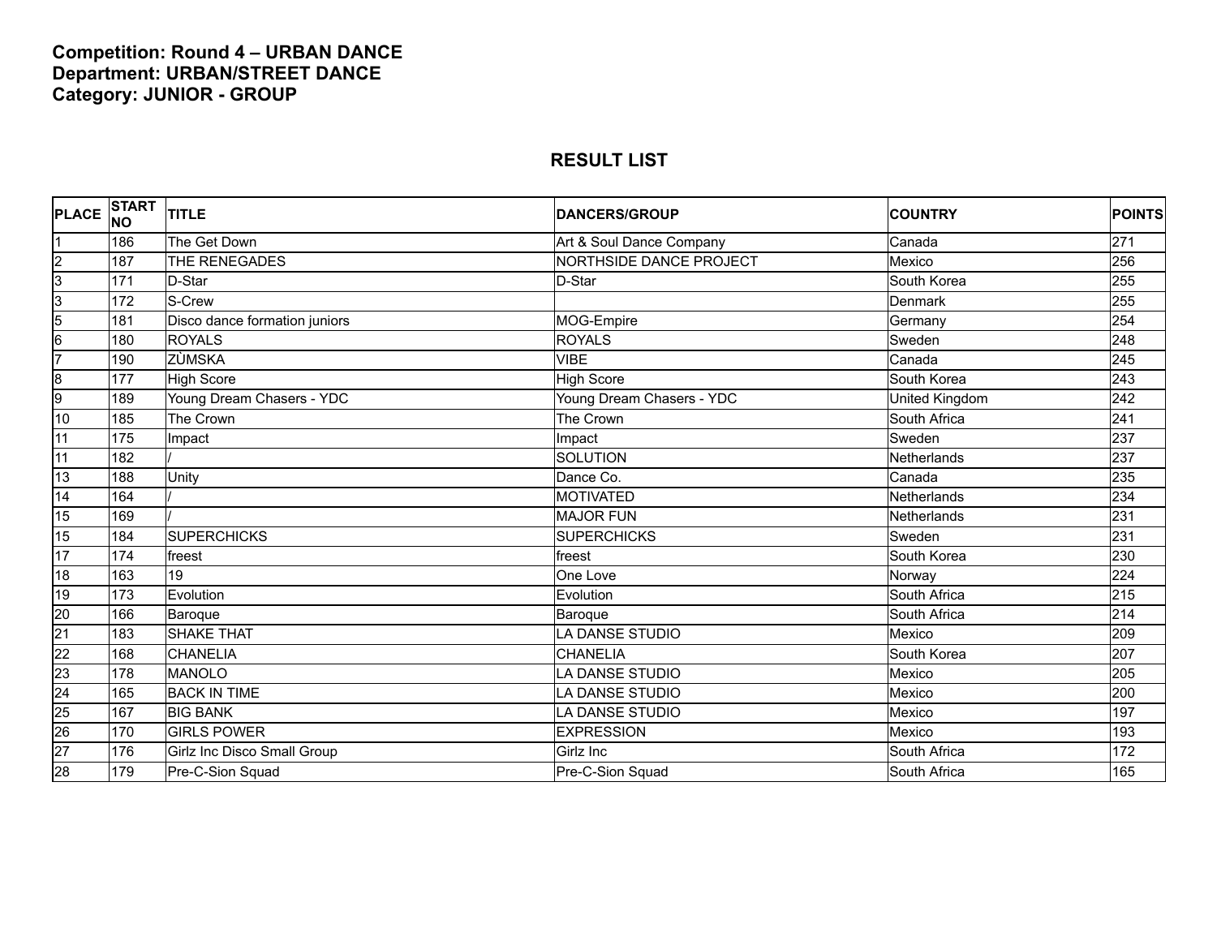**Competition: Round 4 – URBAN DANCE**
**Department: URBAN/STREET DANCE**
**Category: JUNIOR - GROUP**

## RESULT LIST

| PLACE | START NO | TITLE | DANCERS/GROUP | COUNTRY | POINTS |
|---|---|---|---|---|---|
| 1 | 186 | The Get Down | Art & Soul Dance Company | Canada | 271 |
| 2 | 187 | THE RENEGADES | NORTHSIDE DANCE PROJECT | Mexico | 256 |
| 3 | 171 | D-Star | D-Star | South Korea | 255 |
| 3 | 172 | S-Crew | | Denmark | 255 |
| 5 | 181 | Disco dance formation juniors | MOG-Empire | Germany | 254 |
| 6 | 180 | ROYALS | ROYALS | Sweden | 248 |
| 7 | 190 | ZÙMSKA | VIBE | Canada | 245 |
| 8 | 177 | High Score | High Score | South Korea | 243 |
| 9 | 189 | Young Dream Chasers - YDC | Young Dream Chasers - YDC | United Kingdom | 242 |
| 10 | 185 | The Crown | The Crown | South Africa | 241 |
| 11 | 175 | Impact | Impact | Sweden | 237 |
| 11 | 182 | / | SOLUTION | Netherlands | 237 |
| 13 | 188 | Unity | Dance Co. | Canada | 235 |
| 14 | 164 | / | MOTIVATED | Netherlands | 234 |
| 15 | 169 | / | MAJOR FUN | Netherlands | 231 |
| 15 | 184 | SUPERCHICKS | SUPERCHICKS | Sweden | 231 |
| 17 | 174 | freest | freest | South Korea | 230 |
| 18 | 163 | 19 | One Love | Norway | 224 |
| 19 | 173 | Evolution | Evolution | South Africa | 215 |
| 20 | 166 | Baroque | Baroque | South Africa | 214 |
| 21 | 183 | SHAKE THAT | LA DANSE STUDIO | Mexico | 209 |
| 22 | 168 | CHANELIA | CHANELIA | South Korea | 207 |
| 23 | 178 | MANOLO | LA DANSE STUDIO | Mexico | 205 |
| 24 | 165 | BACK IN TIME | LA DANSE STUDIO | Mexico | 200 |
| 25 | 167 | BIG BANK | LA DANSE STUDIO | Mexico | 197 |
| 26 | 170 | GIRLS POWER | EXPRESSION | Mexico | 193 |
| 27 | 176 | Girlz Inc Disco Small Group | Girlz Inc | South Africa | 172 |
| 28 | 179 | Pre-C-Sion Squad | Pre-C-Sion Squad | South Africa | 165 |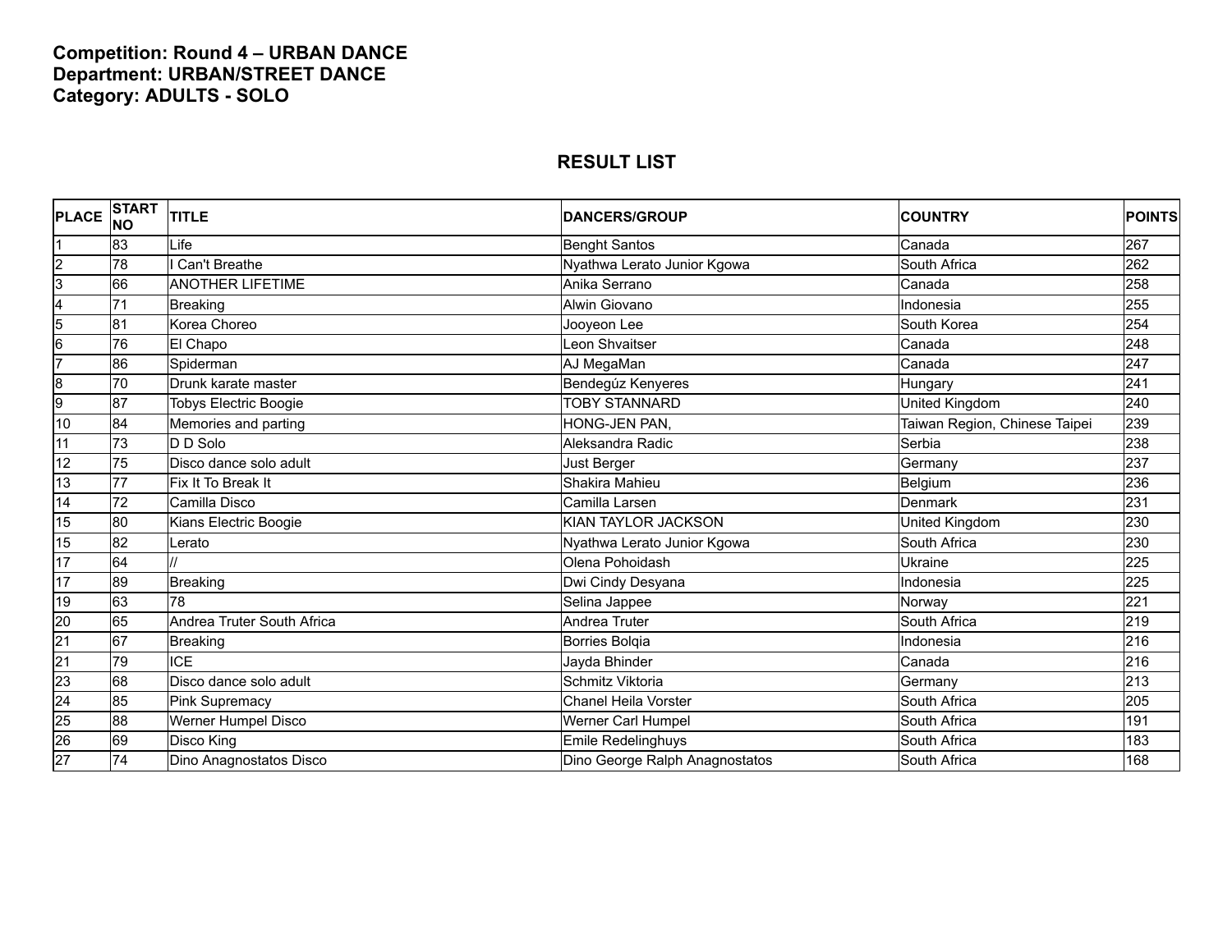**Competition: Round 4 – URBAN DANCE**
**Department: URBAN/STREET DANCE**
**Category: ADULTS - SOLO**

## RESULT LIST

| PLACE | START NO | TITLE | DANCERS/GROUP | COUNTRY | POINTS |
|---|---|---|---|---|---|
| 1 | 83 | Life | Benght Santos | Canada | 267 |
| 2 | 78 | I Can't Breathe | Nyathwa Lerato Junior Kgowa | South Africa | 262 |
| 3 | 66 | ANOTHER LIFETIME | Anika Serrano | Canada | 258 |
| 4 | 71 | Breaking | Alwin Giovano | Indonesia | 255 |
| 5 | 81 | Korea Choreo | Jooyeon Lee | South Korea | 254 |
| 6 | 76 | El Chapo | Leon Shvaitser | Canada | 248 |
| 7 | 86 | Spiderman | AJ MegaMan | Canada | 247 |
| 8 | 70 | Drunk karate master | Bendegúz Kenyeres | Hungary | 241 |
| 9 | 87 | Tobys Electric Boogie | TOBY STANNARD | United Kingdom | 240 |
| 10 | 84 | Memories and parting | HONG-JEN PAN, | Taiwan Region, Chinese Taipei | 239 |
| 11 | 73 | D D Solo | Aleksandra Radic | Serbia | 238 |
| 12 | 75 | Disco dance solo adult | Just Berger | Germany | 237 |
| 13 | 77 | Fix It To Break It | Shakira Mahieu | Belgium | 236 |
| 14 | 72 | Camilla Disco | Camilla Larsen | Denmark | 231 |
| 15 | 80 | Kians Electric Boogie | KIAN TAYLOR JACKSON | United Kingdom | 230 |
| 15 | 82 | Lerato | Nyathwa Lerato Junior Kgowa | South Africa | 230 |
| 17 | 64 | // | Olena Pohoidash | Ukraine | 225 |
| 17 | 89 | Breaking | Dwi Cindy Desyana | Indonesia | 225 |
| 19 | 63 | 78 | Selina Jappee | Norway | 221 |
| 20 | 65 | Andrea Truter South Africa | Andrea Truter | South Africa | 219 |
| 21 | 67 | Breaking | Borries Bolqia | Indonesia | 216 |
| 21 | 79 | ICE | Jayda Bhinder | Canada | 216 |
| 23 | 68 | Disco dance solo adult | Schmitz Viktoria | Germany | 213 |
| 24 | 85 | Pink Supremacy | Chanel Heila Vorster | South Africa | 205 |
| 25 | 88 | Werner Humpel Disco | Werner Carl Humpel | South Africa | 191 |
| 26 | 69 | Disco King | Emile Redelinghuys | South Africa | 183 |
| 27 | 74 | Dino Anagnostatos Disco | Dino George Ralph Anagnostatos | South Africa | 168 |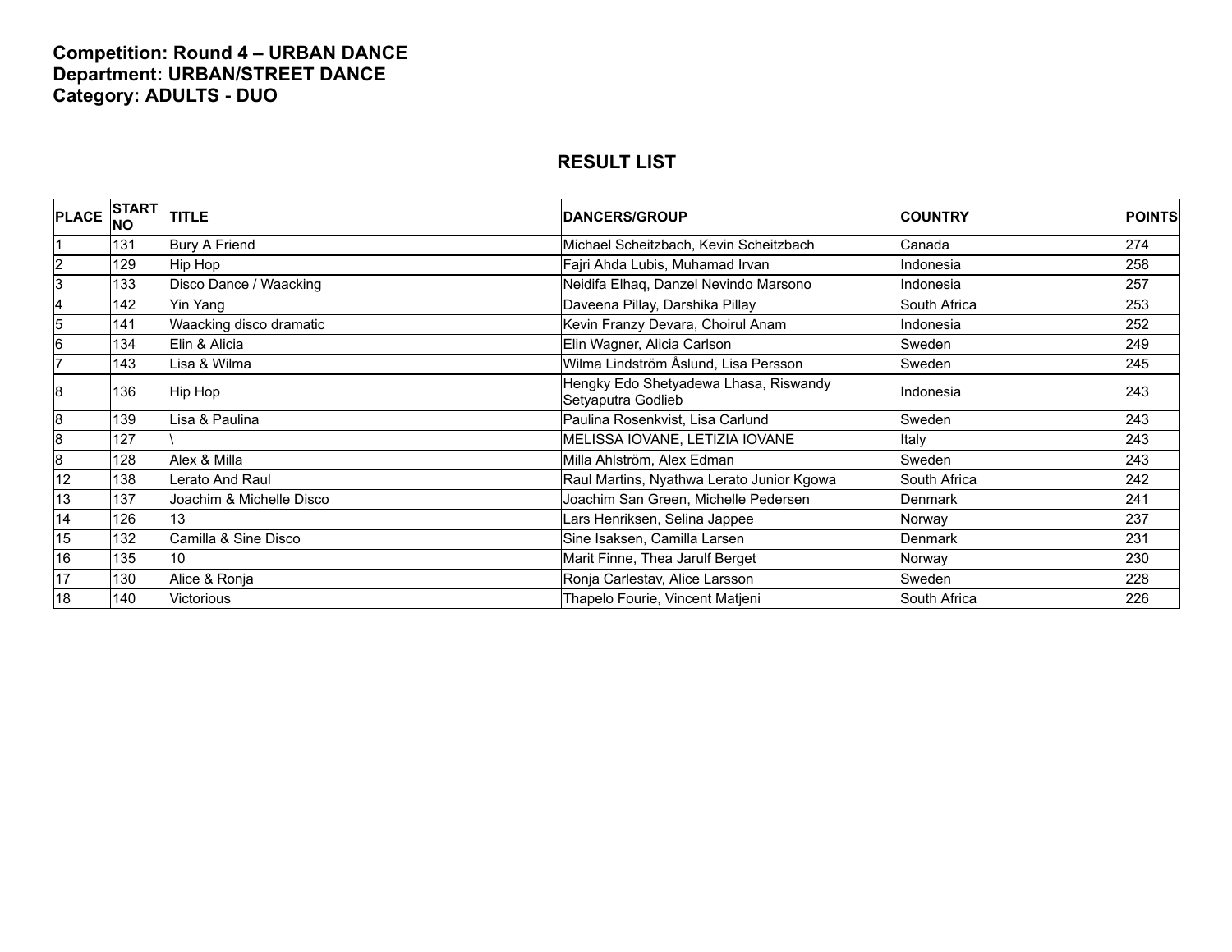**Competition: Round 4 – URBAN DANCE**
**Department: URBAN/STREET DANCE**
**Category: ADULTS - DUO**

## RESULT LIST

| PLACE | START NO | TITLE | DANCERS/GROUP | COUNTRY | POINTS |
|---|---|---|---|---|---|
| 1 | 131 | Bury A Friend | Michael Scheitzbach, Kevin Scheitzbach | Canada | 274 |
| 2 | 129 | Hip Hop | Fajri Ahda Lubis, Muhamad Irvan | Indonesia | 258 |
| 3 | 133 | Disco Dance / Waacking | Neidifa Elhaq, Danzel Nevindo Marsono | Indonesia | 257 |
| 4 | 142 | Yin Yang | Daveena Pillay, Darshika Pillay | South Africa | 253 |
| 5 | 141 | Waacking disco dramatic | Kevin Franzy Devara, Choirul Anam | Indonesia | 252 |
| 6 | 134 | Elin & Alicia | Elin Wagner, Alicia Carlson | Sweden | 249 |
| 7 | 143 | Lisa & Wilma | Wilma Lindström Åslund, Lisa Persson | Sweden | 245 |
| 8 | 136 | Hip Hop | Hengky Edo Shetyadewa Lhasa, Riswandy Setyaputra Godlieb | Indonesia | 243 |
| 8 | 139 | Lisa & Paulina | Paulina Rosenkvist, Lisa Carlund | Sweden | 243 |
| 8 | 127 | \ | MELISSA IOVANE, LETIZIA IOVANE | Italy | 243 |
| 8 | 128 | Alex & Milla | Milla Ahlström, Alex Edman | Sweden | 243 |
| 12 | 138 | Lerato And Raul | Raul Martins, Nyathwa Lerato Junior Kgowa | South Africa | 242 |
| 13 | 137 | Joachim & Michelle Disco | Joachim San Green, Michelle Pedersen | Denmark | 241 |
| 14 | 126 | 13 | Lars Henriksen, Selina Jappee | Norway | 237 |
| 15 | 132 | Camilla & Sine Disco | Sine Isaksen, Camilla Larsen | Denmark | 231 |
| 16 | 135 | 10 | Marit Finne, Thea Jarulf Berget | Norway | 230 |
| 17 | 130 | Alice & Ronja | Ronja Carlestav, Alice Larsson | Sweden | 228 |
| 18 | 140 | Victorious | Thapelo Fourie, Vincent Matjeni | South Africa | 226 |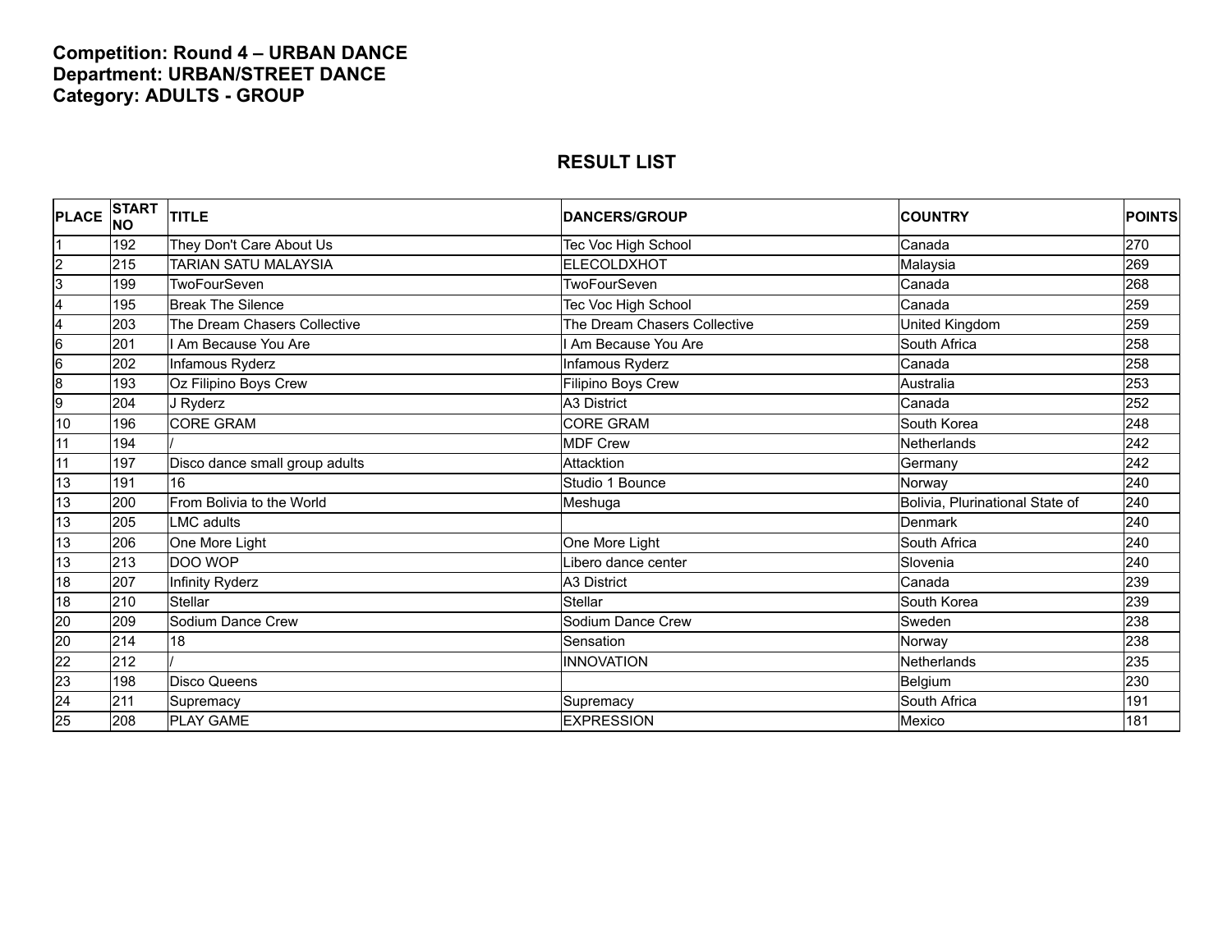**Competition: Round 4 – URBAN DANCE**
**Department: URBAN/STREET DANCE**
**Category: ADULTS - GROUP**

## RESULT LIST

| PLACE | START NO | TITLE | DANCERS/GROUP | COUNTRY | POINTS |
|---|---|---|---|---|---|
| 1 | 192 | They Don't Care About Us | Tec Voc High School | Canada | 270 |
| 2 | 215 | TARIAN SATU MALAYSIA | ELECOLDXHOT | Malaysia | 269 |
| 3 | 199 | TwoFourSeven | TwoFourSeven | Canada | 268 |
| 4 | 195 | Break The Silence | Tec Voc High School | Canada | 259 |
| 4 | 203 | The Dream Chasers Collective | The Dream Chasers Collective | United Kingdom | 259 |
| 6 | 201 | I Am Because You Are | I Am Because You Are | South Africa | 258 |
| 6 | 202 | Infamous Ryderz | Infamous Ryderz | Canada | 258 |
| 8 | 193 | Oz Filipino Boys Crew | Filipino Boys Crew | Australia | 253 |
| 9 | 204 | J Ryderz | A3 District | Canada | 252 |
| 10 | 196 | CORE GRAM | CORE GRAM | South Korea | 248 |
| 11 | 194 | / | MDF Crew | Netherlands | 242 |
| 11 | 197 | Disco dance small group adults | Attacktion | Germany | 242 |
| 13 | 191 | 16 | Studio 1 Bounce | Norway | 240 |
| 13 | 200 | From Bolivia to the World | Meshuga | Bolivia, Plurinational State of | 240 |
| 13 | 205 | LMC adults | | Denmark | 240 |
| 13 | 206 | One More Light | One More Light | South Africa | 240 |
| 13 | 213 | DOO WOP | Libero dance center | Slovenia | 240 |
| 18 | 207 | Infinity Ryderz | A3 District | Canada | 239 |
| 18 | 210 | Stellar | Stellar | South Korea | 239 |
| 20 | 209 | Sodium Dance Crew | Sodium Dance Crew | Sweden | 238 |
| 20 | 214 | 18 | Sensation | Norway | 238 |
| 22 | 212 | / | INNOVATION | Netherlands | 235 |
| 23 | 198 | Disco Queens | | Belgium | 230 |
| 24 | 211 | Supremacy | Supremacy | South Africa | 191 |
| 25 | 208 | PLAY GAME | EXPRESSION | Mexico | 181 |